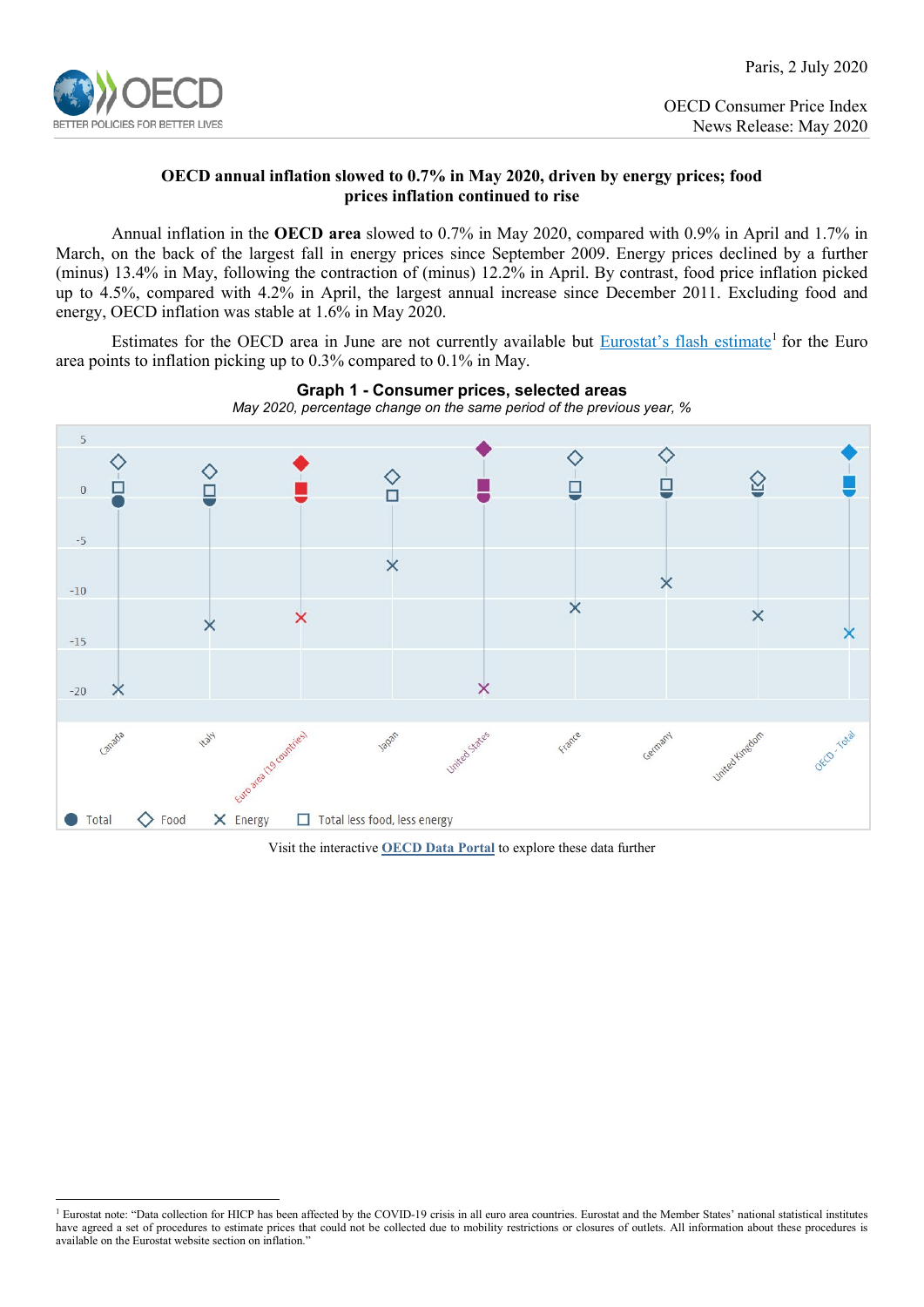Paris, 2 July 2020

OECD Consumer Price Index
News Release: May 2020

**OECD annual inflation slowed to 0.7% in May 2020, driven by energy prices; food prices inflation continued to rise**

Annual inflation in the **OECD area** slowed to 0.7% in May 2020, compared with 0.9% in April and 1.7% in March, on the back of the largest fall in energy prices since September 2009. Energy prices declined by a further (minus) 13.4% in May, following the contraction of (minus) 12.2% in April. By contrast, food price inflation picked up to 4.5%, compared with 4.2% in April, the largest annual increase since December 2011. Excluding food and energy, OECD inflation was stable at 1.6% in May 2020.

Estimates for the OECD area in June are not currently available but Eurostat's flash estimate[1] for the Euro area points to inflation picking up to 0.3% compared to 0.1% in May.

**Graph 1 - Consumer prices, selected areas**

*May 2020, percentage change on the same period of the previous year, %*

Visit the interactive **OECD Data Portal** to explore these data further

[1] Eurostat note: "Data collection for HICP has been affected by the COVID-19 crisis in all euro area countries. Eurostat and the Member States' national statistical institutes have agreed a set of procedures to estimate prices that could not be collected due to mobility restrictions or closures of outlets. All information about these procedures is available on the Eurostat website section on inflation."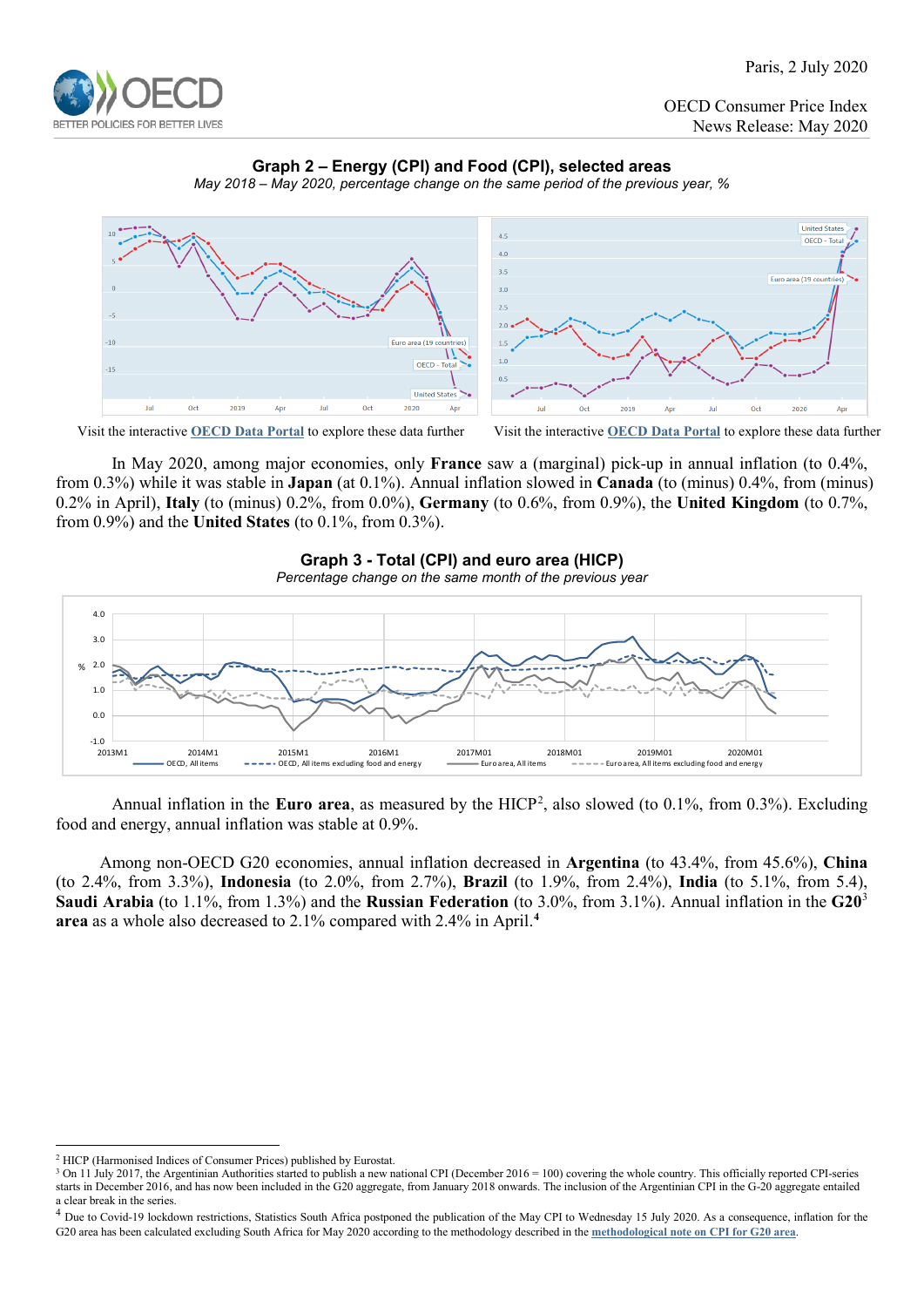## Graph 2 – Energy (CPI) and Food (CPI), selected areas

*May 2018 – May 2020, percentage change on the same period of the previous year, %*

Visit the interactive **OECD Data Portal** to explore these data further

Visit the interactive **OECD Data Portal** to explore these data further

In May 2020, among major economies, only **France** saw a (marginal) pick-up in annual inflation (to 0.4%, from 0.3%) while it was stable in **Japan** (at 0.1%). Annual inflation slowed in **Canada** (to (minus) 0.4%, from (minus) 0.2% in April), **Italy** (to (minus) 0.2%, from 0.0%), **Germany** (to 0.6%, from 0.9%), the **United Kingdom** (to 0.7%, from 0.9%) and the **United States** (to 0.1%, from 0.3%).

## Graph 3 - Total (CPI) and euro area (HICP)

*Percentage change on the same month of the previous year*

Annual inflation in the **Euro area**, as measured by the HICP[2], also slowed (to 0.1%, from 0.3%). Excluding food and energy, annual inflation was stable at 0.9%.

Among non-OECD G20 economies, annual inflation decreased in **Argentina** (to 43.4%, from 45.6%), **China** (to 2.4%, from 3.3%), **Indonesia** (to 2.0%, from 2.7%), **Brazil** (to 1.9%, from 2.4%), **India** (to 5.1%, from 5.4), **Saudi Arabia** (to 1.1%, from 1.3%) and the **Russian Federation** (to 3.0%, from 3.1%). Annual inflation in the **G20**[3] **area** as a whole also decreased to 2.1% compared with 2.4% in April.[4]

---

[2] HICP (Harmonised Indices of Consumer Prices) published by Eurostat.

[3] On 11 July 2017, the Argentinian Authorities started to publish a new national CPI (December 2016 = 100) covering the whole country. This officially reported CPI-series starts in December 2016, and has now been included in the G20 aggregate, from January 2018 onwards. The inclusion of the Argentinian CPI in the G-20 aggregate entailed a clear break in the series.

[4] Due to Covid-19 lockdown restrictions, Statistics South Africa postponed the publication of the May CPI to Wednesday 15 July 2020. As a consequence, inflation for the G20 area has been calculated excluding South Africa for May 2020 according to the methodology described in the **methodological note on CPI for G20 area**.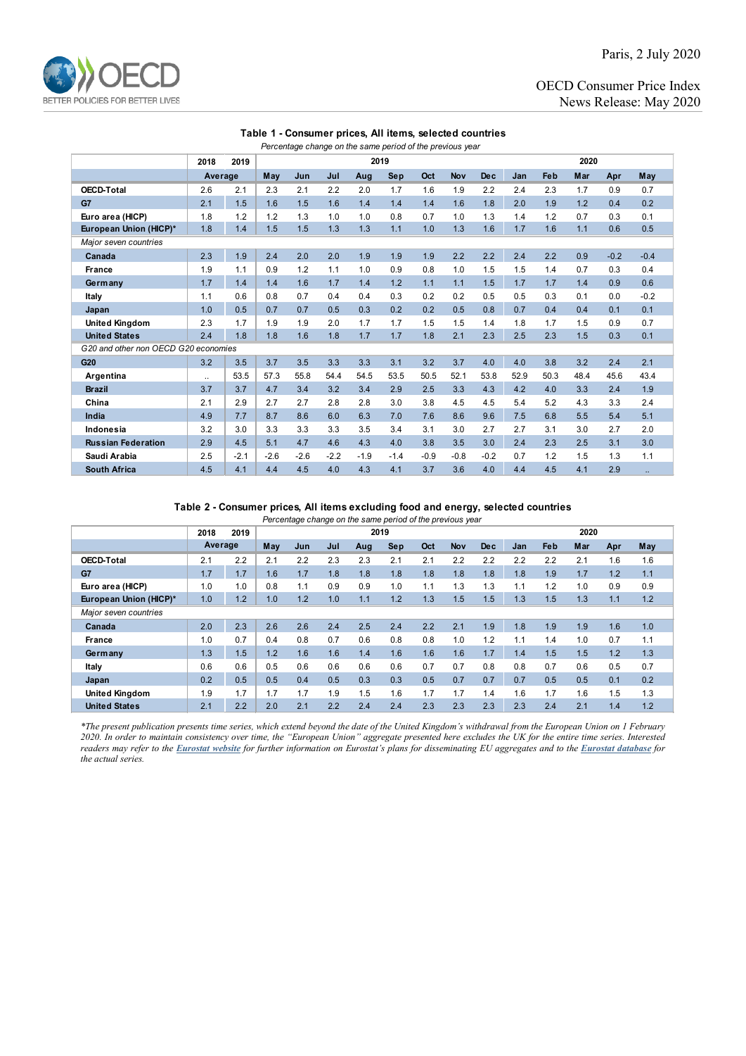Paris, 2 July 2020

OECD Consumer Price Index
News Release: May 2020

### Table 1 - Consumer prices, All items, selected countries

*Percentage change on the same period of the previous year*

| | 2018 | 2019 | 2019 | | | | | | | | 2020 | | | | |
|---|---|---|---|---|---|---|---|---|---|---|---|---|---|---|---|
| | Average | | May | Jun | Jul | Aug | Sep | Oct | Nov | Dec | Jan | Feb | Mar | Apr | May |
| **OECD-Total** | 2.6 | 2.1 | 2.3 | 2.1 | 2.2 | 2.0 | 1.7 | 1.6 | 1.9 | 2.2 | 2.4 | 2.3 | 1.7 | 0.9 | 0.7 |
| **G7** | 2.1 | 1.5 | 1.6 | 1.5 | 1.6 | 1.4 | 1.4 | 1.4 | 1.6 | 1.8 | 2.0 | 1.9 | 1.2 | 0.4 | 0.2 |
| **Euro area (HICP)** | 1.8 | 1.2 | 1.2 | 1.3 | 1.0 | 1.0 | 0.8 | 0.7 | 1.0 | 1.3 | 1.4 | 1.2 | 0.7 | 0.3 | 0.1 |
| **European Union (HICP)*** | 1.8 | 1.4 | 1.5 | 1.5 | 1.3 | 1.3 | 1.1 | 1.0 | 1.3 | 1.6 | 1.7 | 1.6 | 1.1 | 0.6 | 0.5 |
| *Major seven countries* | | | | | | | | | | | | | | | |
| **Canada** | 2.3 | 1.9 | 2.4 | 2.0 | 2.0 | 1.9 | 1.9 | 1.9 | 2.2 | 2.2 | 2.4 | 2.2 | 0.9 | -0.2 | -0.4 |
| **France** | 1.9 | 1.1 | 0.9 | 1.2 | 1.1 | 1.0 | 0.9 | 0.8 | 1.0 | 1.5 | 1.5 | 1.4 | 0.7 | 0.3 | 0.4 |
| **Germany** | 1.7 | 1.4 | 1.4 | 1.6 | 1.7 | 1.4 | 1.2 | 1.1 | 1.1 | 1.5 | 1.7 | 1.7 | 1.4 | 0.9 | 0.6 |
| **Italy** | 1.1 | 0.6 | 0.8 | 0.7 | 0.4 | 0.4 | 0.3 | 0.2 | 0.2 | 0.5 | 0.5 | 0.3 | 0.1 | 0.0 | -0.2 |
| **Japan** | 1.0 | 0.5 | 0.7 | 0.7 | 0.5 | 0.3 | 0.2 | 0.2 | 0.5 | 0.8 | 0.7 | 0.4 | 0.4 | 0.1 | 0.1 |
| **United Kingdom** | 2.3 | 1.7 | 1.9 | 1.9 | 2.0 | 1.7 | 1.7 | 1.5 | 1.5 | 1.4 | 1.8 | 1.7 | 1.5 | 0.9 | 0.7 |
| **United States** | 2.4 | 1.8 | 1.8 | 1.6 | 1.8 | 1.7 | 1.7 | 1.8 | 2.1 | 2.3 | 2.5 | 2.3 | 1.5 | 0.3 | 0.1 |
| *G20 and other non OECD G20 economies* | | | | | | | | | | | | | | | |
| **G20** | 3.2 | 3.5 | 3.7 | 3.5 | 3.3 | 3.3 | 3.1 | 3.2 | 3.7 | 4.0 | 4.0 | 3.8 | 3.2 | 2.4 | 2.1 |
| **Argentina** | .. | 53.5 | 57.3 | 55.8 | 54.4 | 54.5 | 53.5 | 50.5 | 52.1 | 53.8 | 52.9 | 50.3 | 48.4 | 45.6 | 43.4 |
| **Brazil** | 3.7 | 3.7 | 4.7 | 3.4 | 3.2 | 3.4 | 2.9 | 2.5 | 3.3 | 4.3 | 4.2 | 4.0 | 3.3 | 2.4 | 1.9 |
| **China** | 2.1 | 2.9 | 2.7 | 2.7 | 2.8 | 2.8 | 3.0 | 3.8 | 4.5 | 4.5 | 5.4 | 5.2 | 4.3 | 3.3 | 2.4 |
| **India** | 4.9 | 7.7 | 8.7 | 8.6 | 6.0 | 6.3 | 7.0 | 7.6 | 8.6 | 9.6 | 7.5 | 6.8 | 5.5 | 5.4 | 5.1 |
| **Indonesia** | 3.2 | 3.0 | 3.3 | 3.3 | 3.3 | 3.5 | 3.4 | 3.1 | 3.0 | 2.7 | 2.7 | 3.1 | 3.0 | 2.7 | 2.0 |
| **Russian Federation** | 2.9 | 4.5 | 5.1 | 4.7 | 4.6 | 4.3 | 4.0 | 3.8 | 3.5 | 3.0 | 2.4 | 2.3 | 2.5 | 3.1 | 3.0 |
| **Saudi Arabia** | 2.5 | -2.1 | -2.6 | -2.6 | -2.2 | -1.9 | -1.4 | -0.9 | -0.8 | -0.2 | 0.7 | 1.2 | 1.5 | 1.3 | 1.1 |
| **South Africa** | 4.5 | 4.1 | 4.4 | 4.5 | 4.0 | 4.3 | 4.1 | 3.7 | 3.6 | 4.0 | 4.4 | 4.5 | 4.1 | 2.9 | .. |

### Table 2 - Consumer prices, All items excluding food and energy, selected countries

*Percentage change on the same period of the previous year*

| | 2018 | 2019 | 2019 | | | | | | | | 2020 | | | | |
|---|---|---|---|---|---|---|---|---|---|---|---|---|---|---|---|
| | Average | | May | Jun | Jul | Aug | Sep | Oct | Nov | Dec | Jan | Feb | Mar | Apr | May |
| **OECD-Total** | 2.1 | 2.2 | 2.1 | 2.2 | 2.3 | 2.3 | 2.1 | 2.1 | 2.2 | 2.2 | 2.2 | 2.2 | 2.1 | 1.6 | 1.6 |
| **G7** | 1.7 | 1.7 | 1.6 | 1.7 | 1.8 | 1.8 | 1.8 | 1.8 | 1.8 | 1.8 | 1.8 | 1.9 | 1.7 | 1.2 | 1.1 |
| **Euro area (HICP)** | 1.0 | 1.0 | 0.8 | 1.1 | 0.9 | 0.9 | 1.0 | 1.1 | 1.3 | 1.3 | 1.1 | 1.2 | 1.0 | 0.9 | 0.9 |
| **European Union (HICP)*** | 1.0 | 1.2 | 1.0 | 1.2 | 1.0 | 1.1 | 1.2 | 1.3 | 1.5 | 1.5 | 1.3 | 1.5 | 1.3 | 1.1 | 1.2 |
| *Major seven countries* | | | | | | | | | | | | | | | |
| **Canada** | 2.0 | 2.3 | 2.6 | 2.6 | 2.4 | 2.5 | 2.4 | 2.2 | 2.1 | 1.9 | 1.8 | 1.9 | 1.9 | 1.6 | 1.0 |
| **France** | 1.0 | 0.7 | 0.4 | 0.8 | 0.7 | 0.6 | 0.8 | 0.8 | 1.0 | 1.2 | 1.1 | 1.4 | 1.0 | 0.7 | 1.1 |
| **Germany** | 1.3 | 1.5 | 1.2 | 1.6 | 1.6 | 1.4 | 1.6 | 1.6 | 1.6 | 1.7 | 1.4 | 1.5 | 1.5 | 1.2 | 1.3 |
| **Italy** | 0.6 | 0.6 | 0.5 | 0.6 | 0.6 | 0.6 | 0.6 | 0.7 | 0.7 | 0.8 | 0.8 | 0.7 | 0.6 | 0.5 | 0.7 |
| **Japan** | 0.2 | 0.5 | 0.5 | 0.4 | 0.5 | 0.3 | 0.3 | 0.5 | 0.7 | 0.7 | 0.7 | 0.5 | 0.5 | 0.1 | 0.2 |
| **United Kingdom** | 1.9 | 1.7 | 1.7 | 1.7 | 1.9 | 1.5 | 1.6 | 1.7 | 1.7 | 1.4 | 1.6 | 1.7 | 1.6 | 1.5 | 1.3 |
| **United States** | 2.1 | 2.2 | 2.0 | 2.1 | 2.2 | 2.4 | 2.4 | 2.3 | 2.3 | 2.3 | 2.3 | 2.4 | 2.1 | 1.4 | 1.2 |

*\*The present publication presents time series, which extend beyond the date of the United Kingdom's withdrawal from the European Union on 1 February 2020. In order to maintain consistency over time, the "European Union" aggregate presented here excludes the UK for the entire time series. Interested readers may refer to the **Eurostat website** for further information on Eurostat's plans for disseminating EU aggregates and to the **Eurostat database** for the actual series.*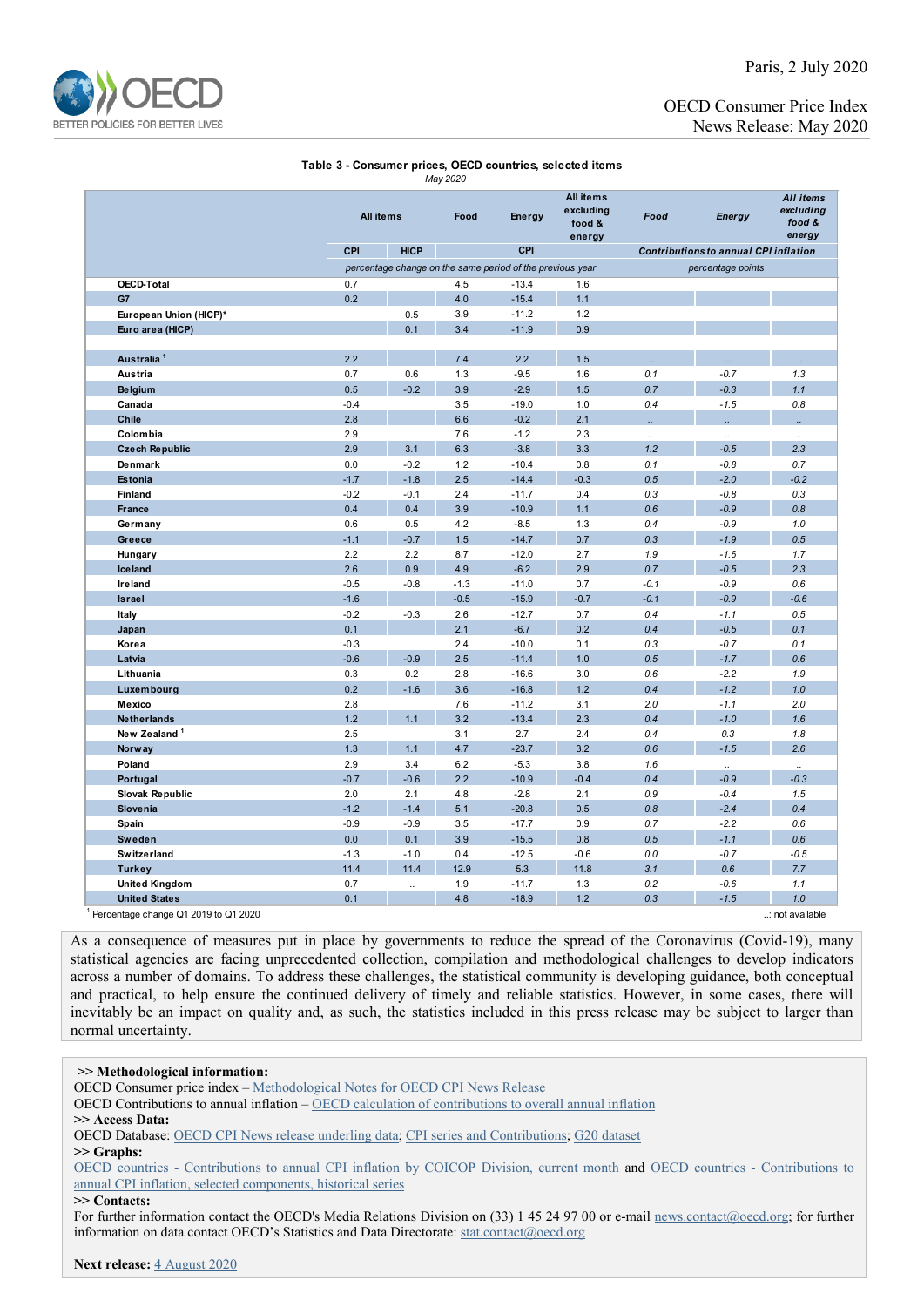Paris, 2 July 2020

OECD Consumer Price Index
News Release: May 2020

**Table 3 - Consumer prices, OECD countries, selected items**

*May 2020*

| | All items | | Food | Energy | All items excluding food & energy | *Food* | *Energy* | *All items excluding food & energy* |
|---|---|---|---|---|---|---|---|---|
| | CPI | HICP | CPI | | | *Contributions to annual CPI inflation* | | |
| | *percentage change on the same period of the previous year* | | | | | *percentage points* | | |
| **OECD-Total** | 0.7 | | 4.5 | -13.4 | 1.6 | | | |
| **G7** | 0.2 | | 4.0 | -15.4 | 1.1 | | | |
| **European Union (HICP)*** | | 0.5 | 3.9 | -11.2 | 1.2 | | | |
| **Euro area (HICP)** | | 0.1 | 3.4 | -11.9 | 0.9 | | | |
| | | | | | | | | |
| **Australia** [1] | 2.2 | | 7.4 | 2.2 | 1.5 | .. | .. | .. |
| **Austria** | 0.7 | 0.6 | 1.3 | -9.5 | 1.6 | 0.1 | -0.7 | 1.3 |
| **Belgium** | 0.5 | -0.2 | 3.9 | -2.9 | 1.5 | 0.7 | -0.3 | 1.1 |
| **Canada** | -0.4 | | 3.5 | -19.0 | 1.0 | 0.4 | -1.5 | 0.8 |
| **Chile** | 2.8 | | 6.6 | -0.2 | 2.1 | .. | .. | .. |
| **Colombia** | 2.9 | | 7.6 | -1.2 | 2.3 | .. | .. | .. |
| **Czech Republic** | 2.9 | 3.1 | 6.3 | -3.8 | 3.3 | 1.2 | -0.5 | 2.3 |
| **Denmark** | 0.0 | -0.2 | 1.2 | -10.4 | 0.8 | 0.1 | -0.8 | 0.7 |
| **Estonia** | -1.7 | -1.8 | 2.5 | -14.4 | -0.3 | 0.5 | -2.0 | -0.2 |
| **Finland** | -0.2 | -0.1 | 2.4 | -11.7 | 0.4 | 0.3 | -0.8 | 0.3 |
| **France** | 0.4 | 0.4 | 3.9 | -10.9 | 1.1 | 0.6 | -0.9 | 0.8 |
| **Germany** | 0.6 | 0.5 | 4.2 | -8.5 | 1.3 | 0.4 | -0.9 | 1.0 |
| **Greece** | -1.1 | -0.7 | 1.5 | -14.7 | 0.7 | 0.3 | -1.9 | 0.5 |
| **Hungary** | 2.2 | 2.2 | 8.7 | -12.0 | 2.7 | 1.9 | -1.6 | 1.7 |
| **Iceland** | 2.6 | 0.9 | 4.9 | -6.2 | 2.9 | 0.7 | -0.5 | 2.3 |
| **Ireland** | -0.5 | -0.8 | -1.3 | -11.0 | 0.7 | -0.1 | -0.9 | 0.6 |
| **Israel** | -1.6 | | -0.5 | -15.9 | -0.7 | -0.1 | -0.9 | -0.6 |
| **Italy** | -0.2 | -0.3 | 2.6 | -12.7 | 0.7 | 0.4 | -1.1 | 0.5 |
| **Japan** | 0.1 | | 2.1 | -6.7 | 0.2 | 0.4 | -0.5 | 0.1 |
| **Korea** | -0.3 | | 2.4 | -10.0 | 0.1 | 0.3 | -0.7 | 0.1 |
| **Latvia** | -0.6 | -0.9 | 2.5 | -11.4 | 1.0 | 0.5 | -1.7 | 0.6 |
| **Lithuania** | 0.3 | 0.2 | 2.8 | -16.6 | 3.0 | 0.6 | -2.2 | 1.9 |
| **Luxembourg** | 0.2 | -1.6 | 3.6 | -16.8 | 1.2 | 0.4 | -1.2 | 1.0 |
| **Mexico** | 2.8 | | 7.6 | -11.2 | 3.1 | 2.0 | -1.1 | 2.0 |
| **Netherlands** | 1.2 | 1.1 | 3.2 | -13.4 | 2.3 | 0.4 | -1.0 | 1.6 |
| **New Zealand** [1] | 2.5 | | 3.1 | 2.7 | 2.4 | 0.4 | 0.3 | 1.8 |
| **Norway** | 1.3 | 1.1 | 4.7 | -23.7 | 3.2 | 0.6 | -1.5 | 2.6 |
| **Poland** | 2.9 | 3.4 | 6.2 | -5.3 | 3.8 | 1.6 | .. | .. |
| **Portugal** | -0.7 | -0.6 | 2.2 | -10.9 | -0.4 | 0.4 | -0.9 | -0.3 |
| **Slovak Republic** | 2.0 | 2.1 | 4.8 | -2.8 | 2.1 | 0.9 | -0.4 | 1.5 |
| **Slovenia** | -1.2 | -1.4 | 5.1 | -20.8 | 0.5 | 0.8 | -2.4 | 0.4 |
| **Spain** | -0.9 | -0.9 | 3.5 | -17.7 | 0.9 | 0.7 | -2.2 | 0.6 |
| **Sweden** | 0.0 | 0.1 | 3.9 | -15.5 | 0.8 | 0.5 | -1.1 | 0.6 |
| **Switzerland** | -1.3 | -1.0 | 0.4 | -12.5 | -0.6 | 0.0 | -0.7 | -0.5 |
| **Turkey** | 11.4 | 11.4 | 12.9 | 5.3 | 11.8 | 3.1 | 0.6 | 7.7 |
| **United Kingdom** | 0.7 | .. | 1.9 | -11.7 | 1.3 | 0.2 | -0.6 | 1.1 |
| **United States** | 0.1 | | 4.8 | -18.9 | 1.2 | 0.3 | -1.5 | 1.0 |

[1] Percentage change Q1 2019 to Q1 2020

..: not available

As a consequence of measures put in place by governments to reduce the spread of the Coronavirus (Covid-19), many statistical agencies are facing unprecedented collection, compilation and methodological challenges to develop indicators across a number of domains. To address these challenges, the statistical community is developing guidance, both conceptual and practical, to help ensure the continued delivery of timely and reliable statistics. However, in some cases, there will inevitably be an impact on quality and, as such, the statistics included in this press release may be subject to larger than normal uncertainty.

**>> Methodological information:**
OECD Consumer price index – Methodological Notes for OECD CPI News Release
OECD Contributions to annual inflation – OECD calculation of contributions to overall annual inflation
**>> Access Data:**
OECD Database: OECD CPI News release underling data; CPI series and Contributions; G20 dataset
**>> Graphs:**
OECD countries - Contributions to annual CPI inflation by COICOP Division, current month and OECD countries - Contributions to annual CPI inflation, selected components, historical series
**>> Contacts:**
For further information contact the OECD's Media Relations Division on (33) 1 45 24 97 00 or e-mail news.contact@oecd.org; for further information on data contact OECD's Statistics and Data Directorate: stat.contact@oecd.org

**Next release:** 4 August 2020